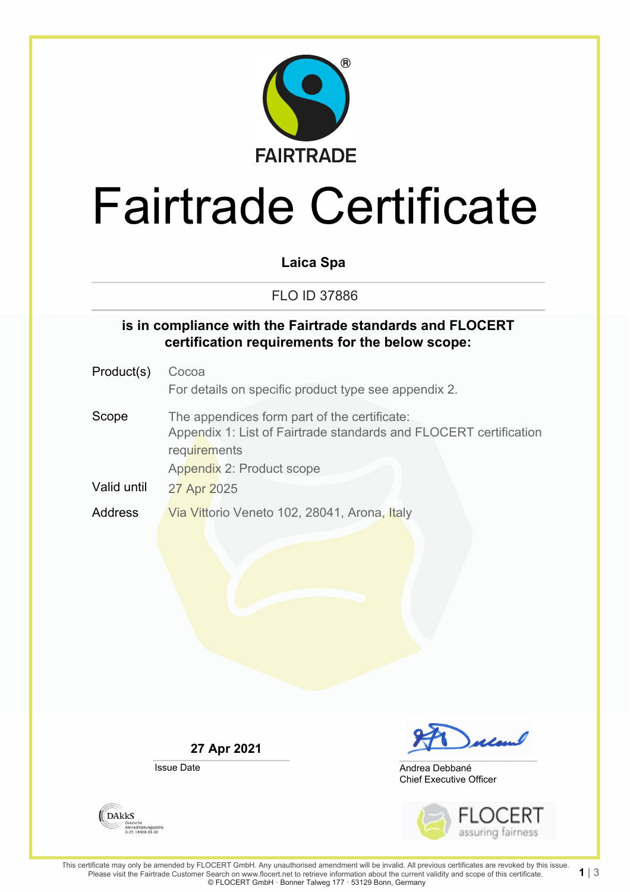FAIRTRADE

# Fairtrade Certificate

**Laica Spa**

FLO ID 37886

**is in compliance with the Fairtrade standards and FLOCERT certification requirements for the below scope:**

| | |
|---|---|
| Product(s) | Cocoa<br>For details on specific product type see appendix 2. |
| Scope | The appendices form part of the certificate:<br>Appendix 1: List of Fairtrade standards and FLOCERT certification requirements<br>Appendix 2: Product scope |
| Valid until | 27 Apr 2025 |
| Address | Via Vittorio Veneto 102, 28041, Arona, Italy |

**27 Apr 2021**

Issue Date

Andrea Debbané
Chief Executive Officer

DAkkS Deutsche Akkreditierungsstelle D-ZE-14408-01-00

FLOCERT assuring fairness

This certificate may only be amended by FLOCERT GmbH. Any unauthorised amendment will be invalid. All previous certificates are revoked by this issue. Please visit the Fairtrade Customer Search on www.flocert.net to retrieve information about the current validity and scope of this certificate.
© FLOCERT GmbH · Bonner Talweg 177 · 53129 Bonn, Germany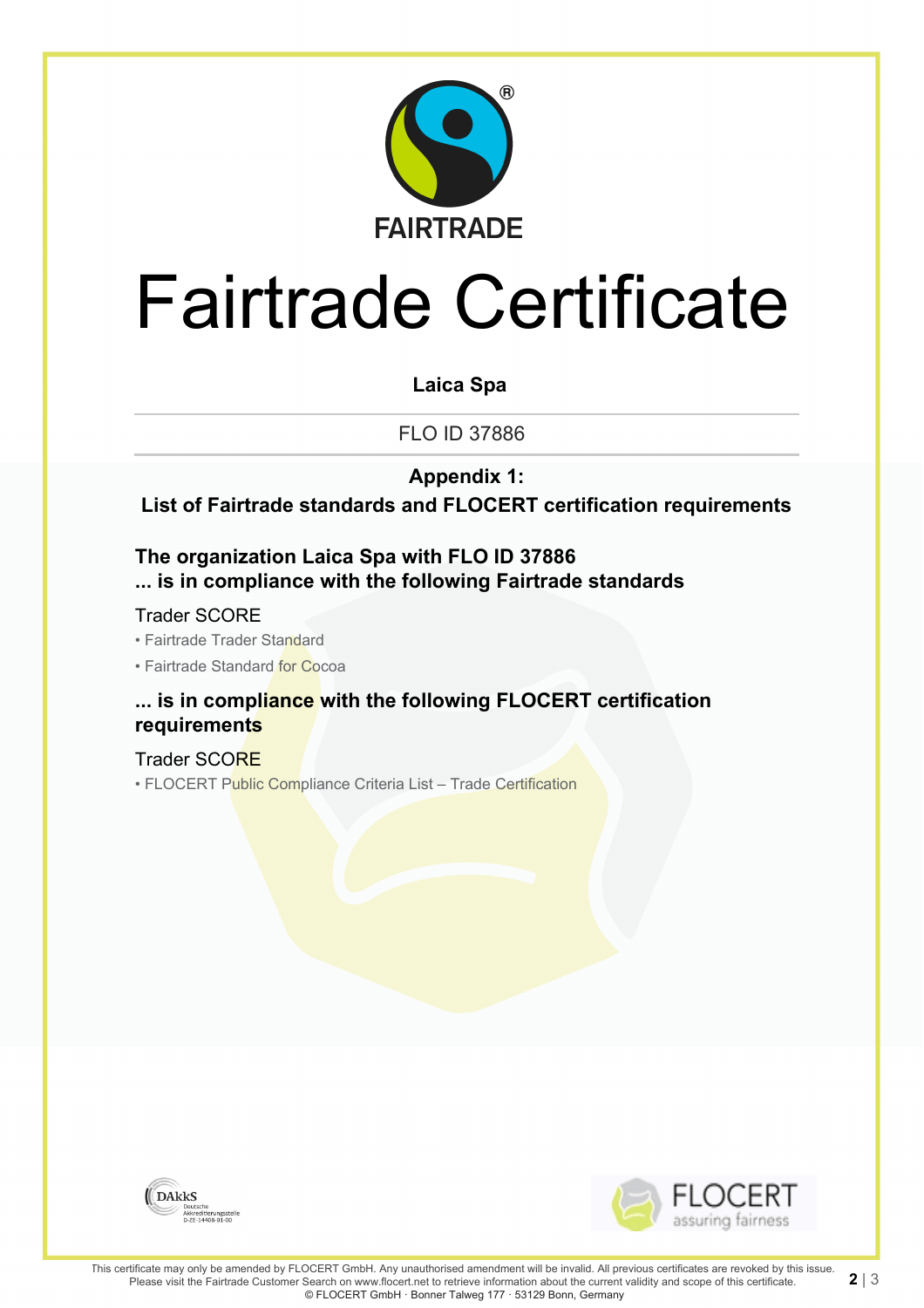FAIRTRADE

# Fairtrade Certificate

**Laica Spa**

FLO ID 37886

## Appendix 1:
## List of Fairtrade standards and FLOCERT certification requirements

### The organization Laica Spa with FLO ID 37886 ... is in compliance with the following Fairtrade standards

Trader SCORE

- Fairtrade Trader Standard
- Fairtrade Standard for Cocoa

### ... is in compliance with the following FLOCERT certification requirements

Trader SCORE

- FLOCERT Public Compliance Criteria List – Trade Certification

DAkkS Deutsche Akkreditierungsstelle D-ZE-14408-01-00

FLOCERT assuring fairness

This certificate may only be amended by FLOCERT GmbH. Any unauthorised amendment will be invalid. All previous certificates are revoked by this issue. Please visit the Fairtrade Customer Search on www.flocert.net to retrieve information about the current validity and scope of this certificate.
© FLOCERT GmbH · Bonner Talweg 177 · 53129 Bonn, Germany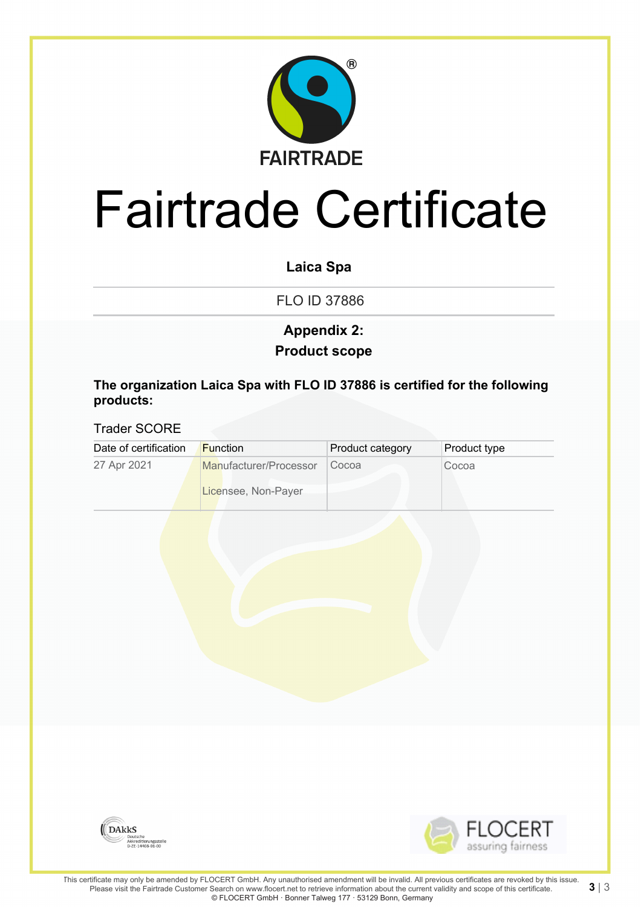FAIRTRADE

# Fairtrade Certificate

**Laica Spa**

FLO ID 37886

## Appendix 2:
## Product scope

**The organization Laica Spa with FLO ID 37886 is certified for the following products:**

Trader SCORE

| Date of certification | Function | Product category | Product type |
| --- | --- | --- | --- |
| 27 Apr 2021 | Manufacturer/Processor<br><br>Licensee, Non-Payer | Cocoa | Cocoa |

DAkkS Deutsche Akkreditierungsstelle D-ZE-14408-01-00

FLOCERT assuring fairness

This certificate may only be amended by FLOCERT GmbH. Any unauthorised amendment will be invalid. All previous certificates are revoked by this issue. Please visit the Fairtrade Customer Search on www.flocert.net to retrieve information about the current validity and scope of this certificate.
© FLOCERT GmbH · Bonner Talweg 177 · 53129 Bonn, Germany